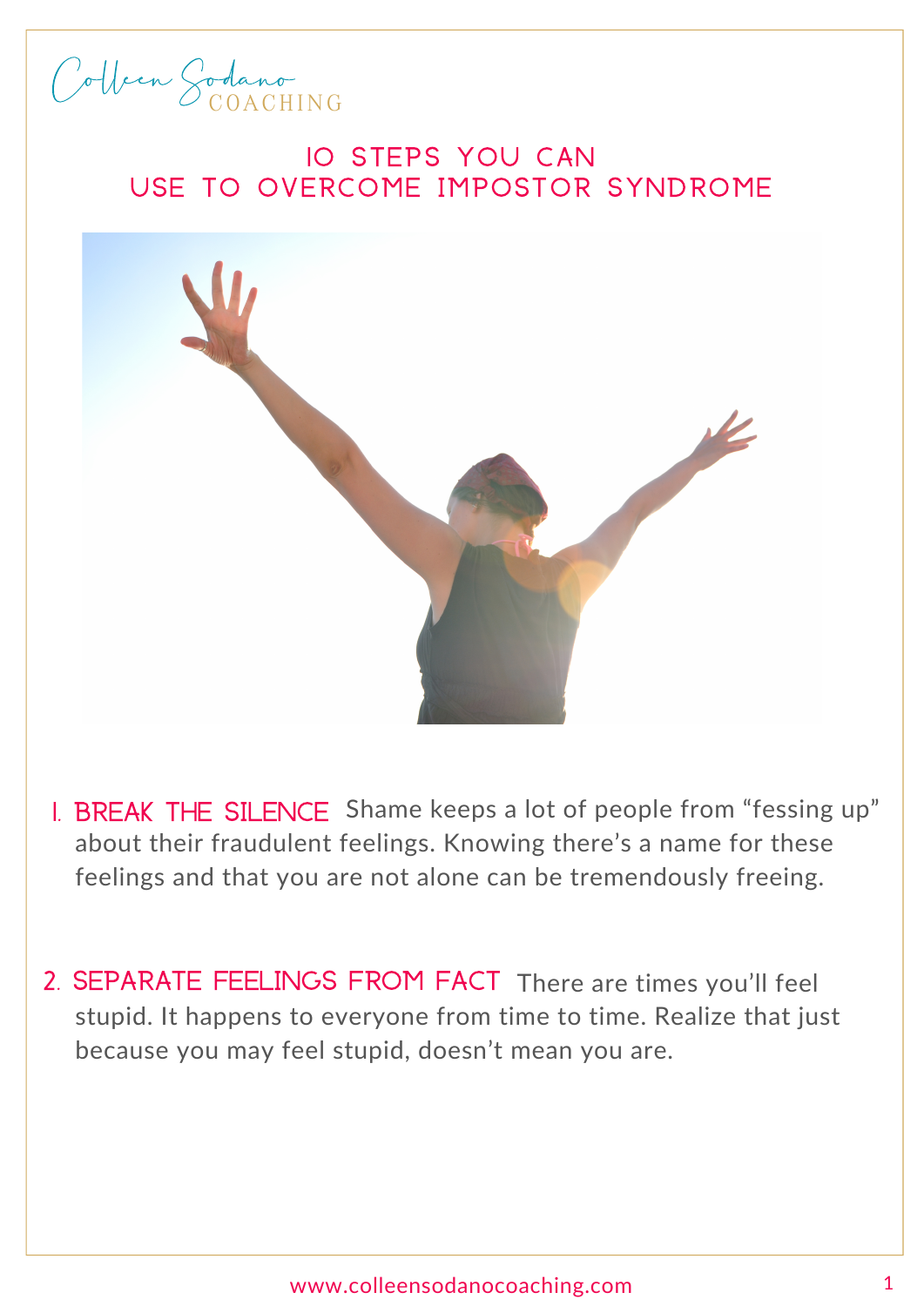Colleen Sodano COACHING

# 10 STEPS YOU CAN USE TO OVERCOME IMPOSTOR SYNDROME

1. **BREAK THE SILENCE** Shame keeps a lot of people from "fessing up" about their fraudulent feelings. Knowing there's a name for these feelings and that you are not alone can be tremendously freeing.

2. **SEPARATE FEELINGS FROM FACT** There are times you'll feel stupid. It happens to everyone from time to time. Realize that just because you may feel stupid, doesn't mean you are.

www.colleensodanocoaching.com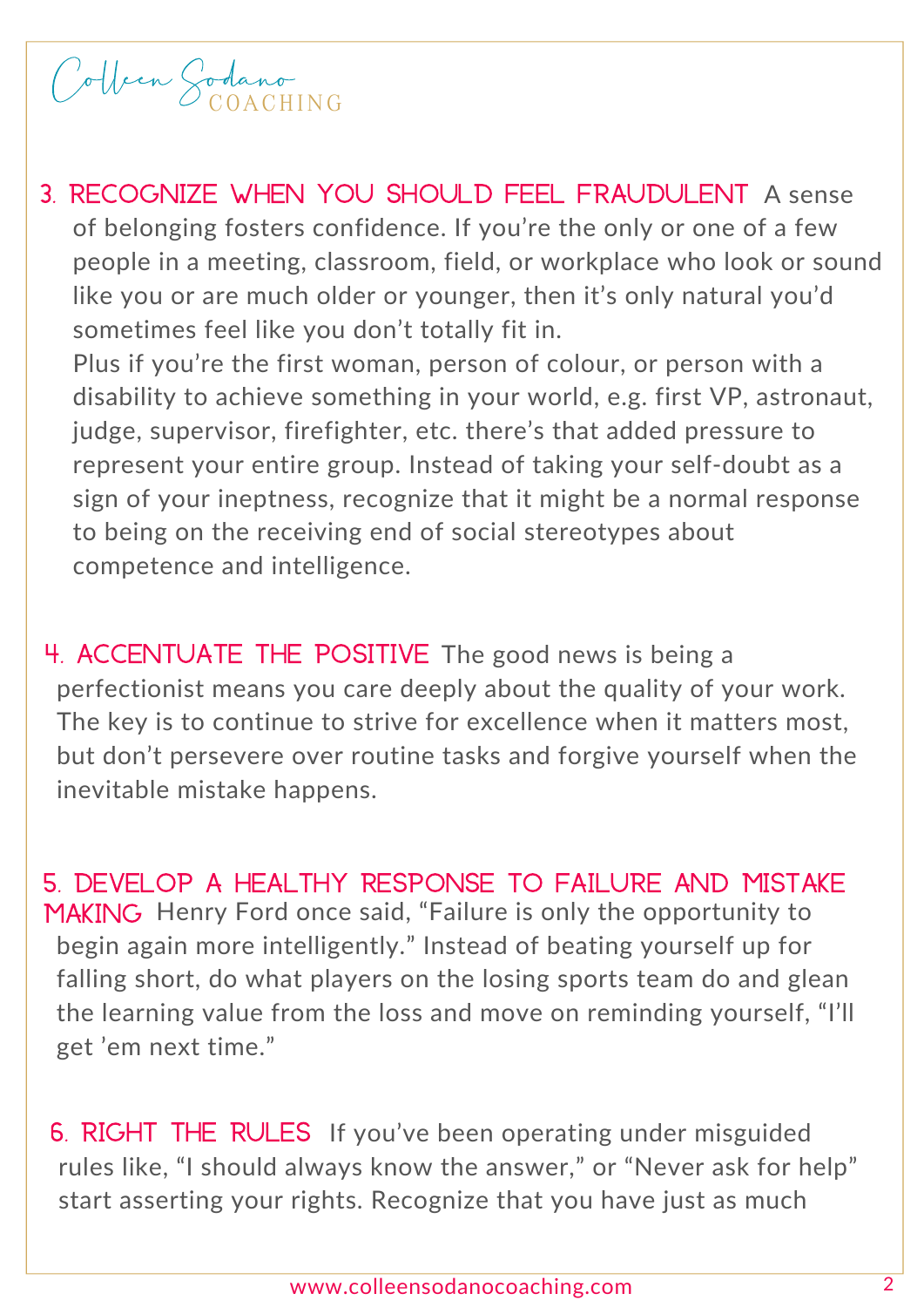**3. RECOGNIZE WHEN YOU SHOULD FEEL FRAUDULENT** A sense of belonging fosters confidence. If you're the only or one of a few people in a meeting, classroom, field, or workplace who look or sound like you or are much older or younger, then it's only natural you'd sometimes feel like you don't totally fit in.

Plus if you're the first woman, person of colour, or person with a disability to achieve something in your world, e.g. first VP, astronaut, judge, supervisor, firefighter, etc. there's that added pressure to represent your entire group. Instead of taking your self-doubt as a sign of your ineptness, recognize that it might be a normal response to being on the receiving end of social stereotypes about competence and intelligence.

**4. ACCENTUATE THE POSITIVE** The good news is being a perfectionist means you care deeply about the quality of your work. The key is to continue to strive for excellence when it matters most, but don't persevere over routine tasks and forgive yourself when the inevitable mistake happens.

**5. DEVELOP A HEALTHY RESPONSE TO FAILURE AND MISTAKE MAKING** Henry Ford once said, "Failure is only the opportunity to begin again more intelligently." Instead of beating yourself up for falling short, do what players on the losing sports team do and glean the learning value from the loss and move on reminding yourself, "I'll get 'em next time."

**6. RIGHT THE RULES** If you've been operating under misguided rules like, "I should always know the answer," or "Never ask for help" start asserting your rights. Recognize that you have just as much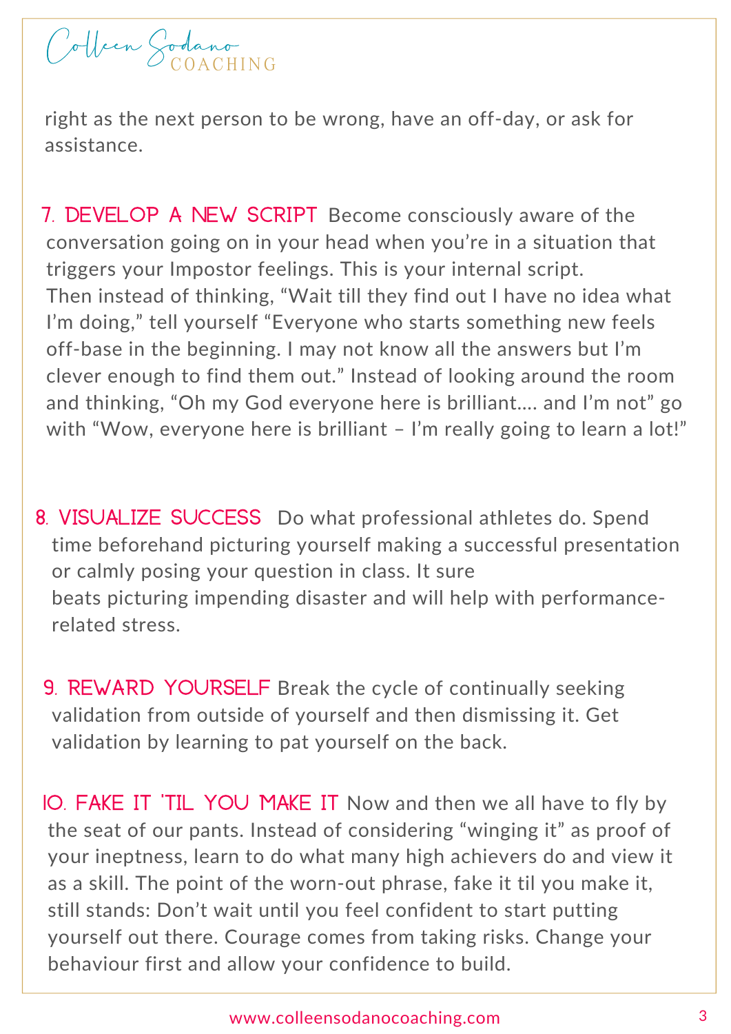right as the next person to be wrong, have an off-day, or ask for assistance.

**7. DEVELOP A NEW SCRIPT** Become consciously aware of the conversation going on in your head when you're in a situation that triggers your Impostor feelings. This is your internal script. Then instead of thinking, "Wait till they find out I have no idea what I'm doing," tell yourself "Everyone who starts something new feels off-base in the beginning. I may not know all the answers but I'm clever enough to find them out." Instead of looking around the room and thinking, "Oh my God everyone here is brilliant.... and I'm not" go with "Wow, everyone here is brilliant – I'm really going to learn a lot!"

**8. VISUALIZE SUCCESS** Do what professional athletes do. Spend time beforehand picturing yourself making a successful presentation or calmly posing your question in class. It sure beats picturing impending disaster and will help with performance-related stress.

**9. REWARD YOURSELF** Break the cycle of continually seeking validation from outside of yourself and then dismissing it. Get validation by learning to pat yourself on the back.

**10. FAKE IT 'TIL YOU MAKE IT** Now and then we all have to fly by the seat of our pants. Instead of considering "winging it" as proof of your ineptness, learn to do what many high achievers do and view it as a skill. The point of the worn-out phrase, fake it til you make it, still stands: Don't wait until you feel confident to start putting yourself out there. Courage comes from taking risks. Change your behaviour first and allow your confidence to build.